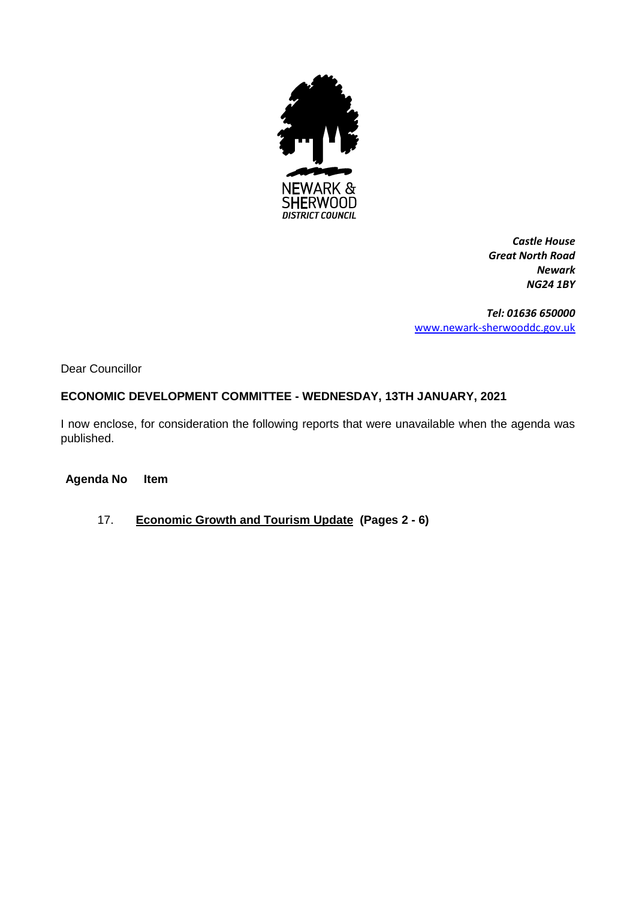NEWARK &
SHERWOOD
*DISTRICT COUNCIL*

***Castle House***
***Great North Road***
***Newark***
***NG24 1BY***

***Tel: 01636 650000***
www.newark-sherwooddc.gov.uk

Dear Councillor

**ECONOMIC DEVELOPMENT COMMITTEE - WEDNESDAY, 13TH JANUARY, 2021**

I now enclose, for consideration the following reports that were unavailable when the agenda was published.

| Agenda No | Item |
| --- | --- |
| 17. | **Economic Growth and Tourism Update (Pages 2 - 6)** |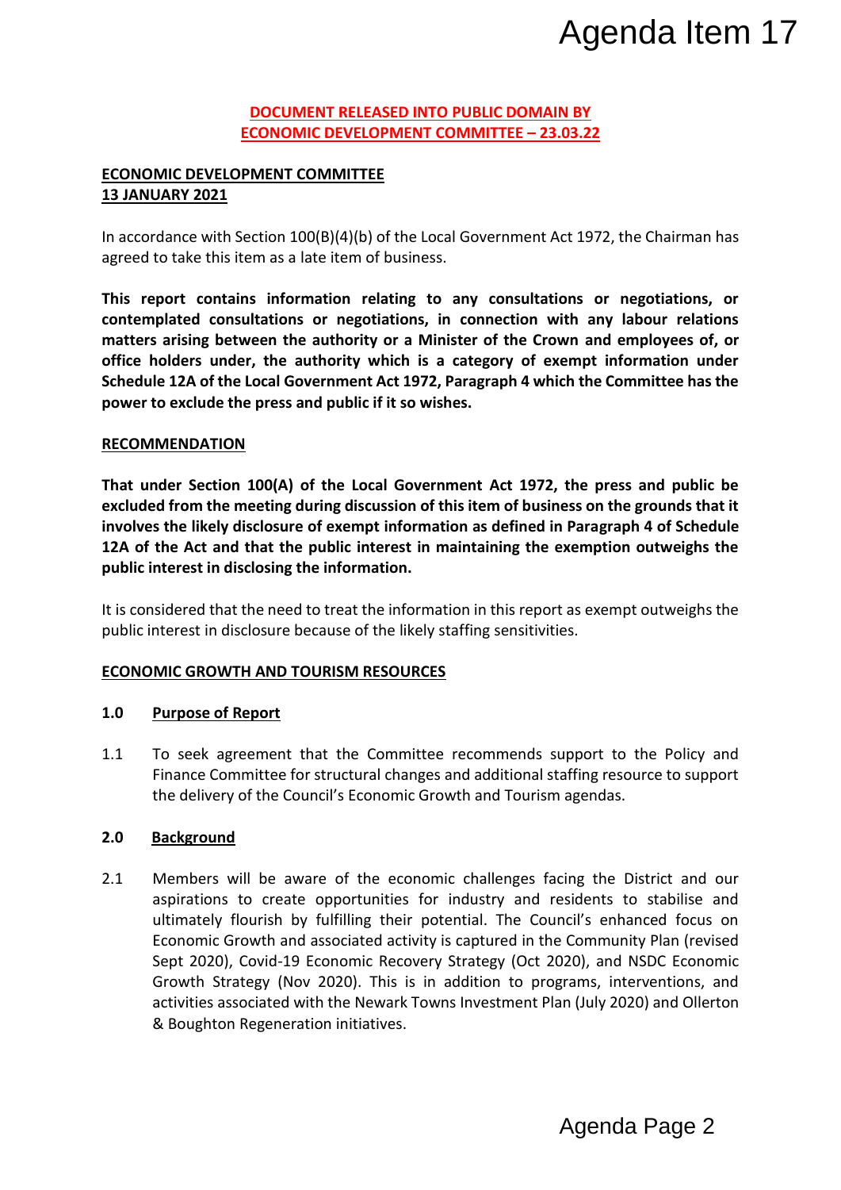**DOCUMENT RELEASED INTO PUBLIC DOMAIN BY ECONOMIC DEVELOPMENT COMMITTEE – 23.03.22**

**ECONOMIC DEVELOPMENT COMMITTEE**
**13 JANUARY 2021**

In accordance with Section 100(B)(4)(b) of the Local Government Act 1972, the Chairman has agreed to take this item as a late item of business.

**This report contains information relating to any consultations or negotiations, or contemplated consultations or negotiations, in connection with any labour relations matters arising between the authority or a Minister of the Crown and employees of, or office holders under, the authority which is a category of exempt information under Schedule 12A of the Local Government Act 1972, Paragraph 4 which the Committee has the power to exclude the press and public if it so wishes.**

**RECOMMENDATION**

**That under Section 100(A) of the Local Government Act 1972, the press and public be excluded from the meeting during discussion of this item of business on the grounds that it involves the likely disclosure of exempt information as defined in Paragraph 4 of Schedule 12A of the Act and that the public interest in maintaining the exemption outweighs the public interest in disclosing the information.**

It is considered that the need to treat the information in this report as exempt outweighs the public interest in disclosure because of the likely staffing sensitivities.

**ECONOMIC GROWTH AND TOURISM RESOURCES**

**1.0 Purpose of Report**

1.1 To seek agreement that the Committee recommends support to the Policy and Finance Committee for structural changes and additional staffing resource to support the delivery of the Council's Economic Growth and Tourism agendas.

**2.0 Background**

2.1 Members will be aware of the economic challenges facing the District and our aspirations to create opportunities for industry and residents to stabilise and ultimately flourish by fulfilling their potential. The Council's enhanced focus on Economic Growth and associated activity is captured in the Community Plan (revised Sept 2020), Covid-19 Economic Recovery Strategy (Oct 2020), and NSDC Economic Growth Strategy (Nov 2020). This is in addition to programs, interventions, and activities associated with the Newark Towns Investment Plan (July 2020) and Ollerton & Boughton Regeneration initiatives.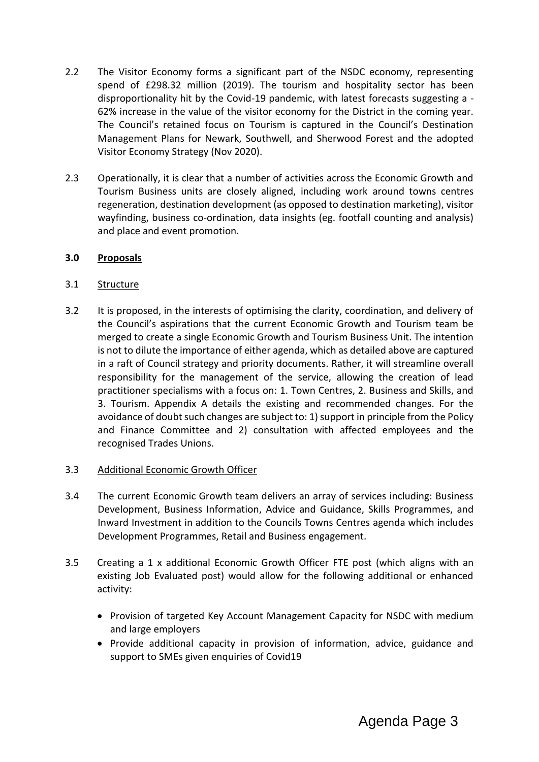2.2 The Visitor Economy forms a significant part of the NSDC economy, representing spend of £298.32 million (2019). The tourism and hospitality sector has been disproportionality hit by the Covid-19 pandemic, with latest forecasts suggesting a -62% increase in the value of the visitor economy for the District in the coming year. The Council's retained focus on Tourism is captured in the Council's Destination Management Plans for Newark, Southwell, and Sherwood Forest and the adopted Visitor Economy Strategy (Nov 2020).

2.3 Operationally, it is clear that a number of activities across the Economic Growth and Tourism Business units are closely aligned, including work around towns centres regeneration, destination development (as opposed to destination marketing), visitor wayfinding, business co-ordination, data insights (eg. footfall counting and analysis) and place and event promotion.

## 3.0 Proposals

3.1 Structure

3.2 It is proposed, in the interests of optimising the clarity, coordination, and delivery of the Council's aspirations that the current Economic Growth and Tourism team be merged to create a single Economic Growth and Tourism Business Unit. The intention is not to dilute the importance of either agenda, which as detailed above are captured in a raft of Council strategy and priority documents. Rather, it will streamline overall responsibility for the management of the service, allowing the creation of lead practitioner specialisms with a focus on: 1. Town Centres, 2. Business and Skills, and 3. Tourism. Appendix A details the existing and recommended changes. For the avoidance of doubt such changes are subject to: 1) support in principle from the Policy and Finance Committee and 2) consultation with affected employees and the recognised Trades Unions.

3.3 Additional Economic Growth Officer

3.4 The current Economic Growth team delivers an array of services including: Business Development, Business Information, Advice and Guidance, Skills Programmes, and Inward Investment in addition to the Councils Towns Centres agenda which includes Development Programmes, Retail and Business engagement.

3.5 Creating a 1 x additional Economic Growth Officer FTE post (which aligns with an existing Job Evaluated post) would allow for the following additional or enhanced activity:

- Provision of targeted Key Account Management Capacity for NSDC with medium and large employers
- Provide additional capacity in provision of information, advice, guidance and support to SMEs given enquiries of Covid19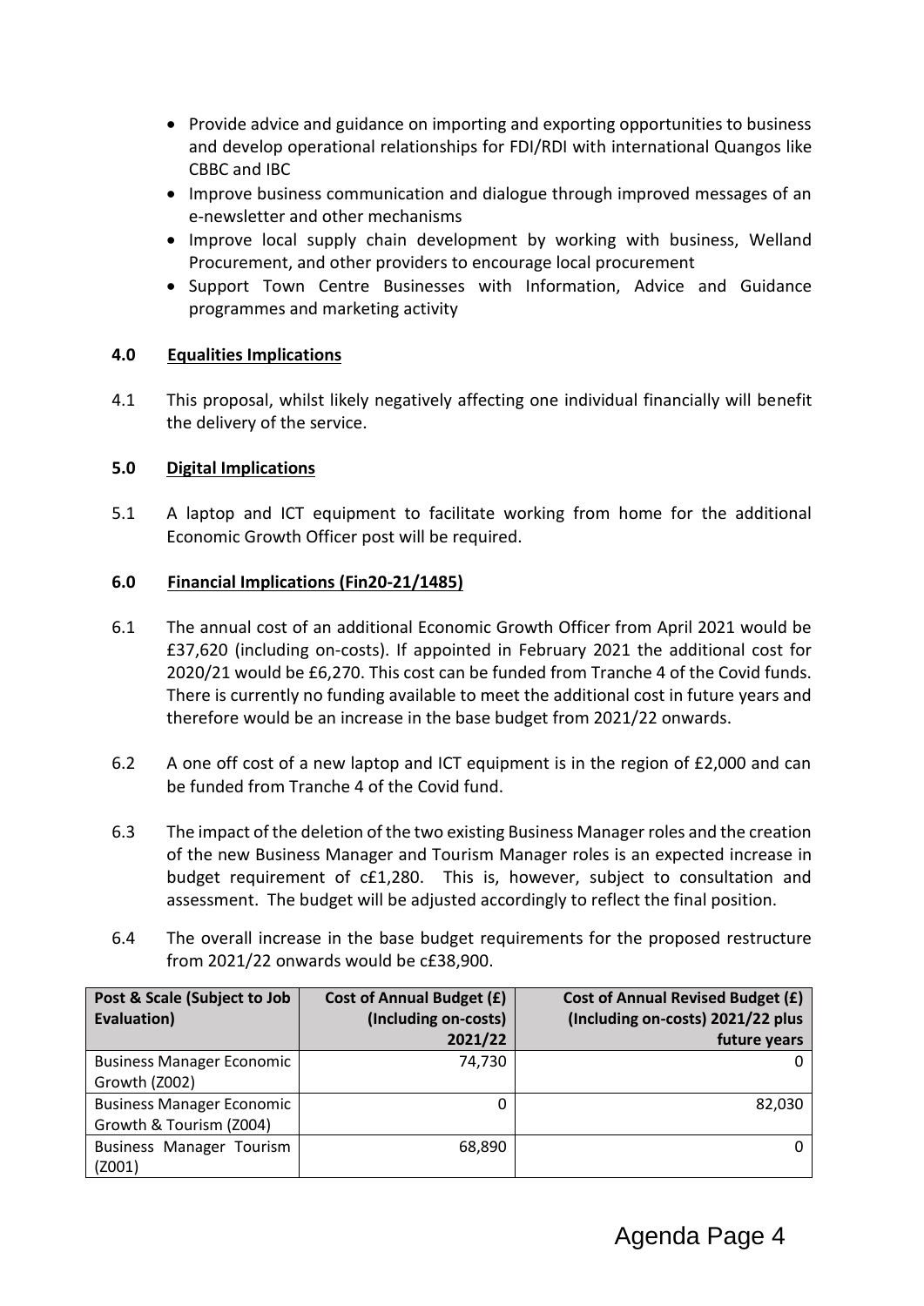- Provide advice and guidance on importing and exporting opportunities to business and develop operational relationships for FDI/RDI with international Quangos like CBBC and IBC
- Improve business communication and dialogue through improved messages of an e-newsletter and other mechanisms
- Improve local supply chain development by working with business, Welland Procurement, and other providers to encourage local procurement
- Support Town Centre Businesses with Information, Advice and Guidance programmes and marketing activity

## 4.0 Equalities Implications

4.1 This proposal, whilst likely negatively affecting one individual financially will benefit the delivery of the service.

## 5.0 Digital Implications

5.1 A laptop and ICT equipment to facilitate working from home for the additional Economic Growth Officer post will be required.

## 6.0 Financial Implications (Fin20-21/1485)

6.1 The annual cost of an additional Economic Growth Officer from April 2021 would be £37,620 (including on-costs). If appointed in February 2021 the additional cost for 2020/21 would be £6,270. This cost can be funded from Tranche 4 of the Covid funds. There is currently no funding available to meet the additional cost in future years and therefore would be an increase in the base budget from 2021/22 onwards.

6.2 A one off cost of a new laptop and ICT equipment is in the region of £2,000 and can be funded from Tranche 4 of the Covid fund.

6.3 The impact of the deletion of the two existing Business Manager roles and the creation of the new Business Manager and Tourism Manager roles is an expected increase in budget requirement of c£1,280. This is, however, subject to consultation and assessment. The budget will be adjusted accordingly to reflect the final position.

6.4 The overall increase in the base budget requirements for the proposed restructure from 2021/22 onwards would be c£38,900.

| Post & Scale (Subject to Job Evaluation) | Cost of Annual Budget (£) (Including on-costs) 2021/22 | Cost of Annual Revised Budget (£) (Including on-costs) 2021/22 plus future years |
|---|---|---|
| Business Manager Economic Growth (Z002) | 74,730 | 0 |
| Business Manager Economic Growth & Tourism (Z004) | 0 | 82,030 |
| Business Manager Tourism (Z001) | 68,890 | 0 |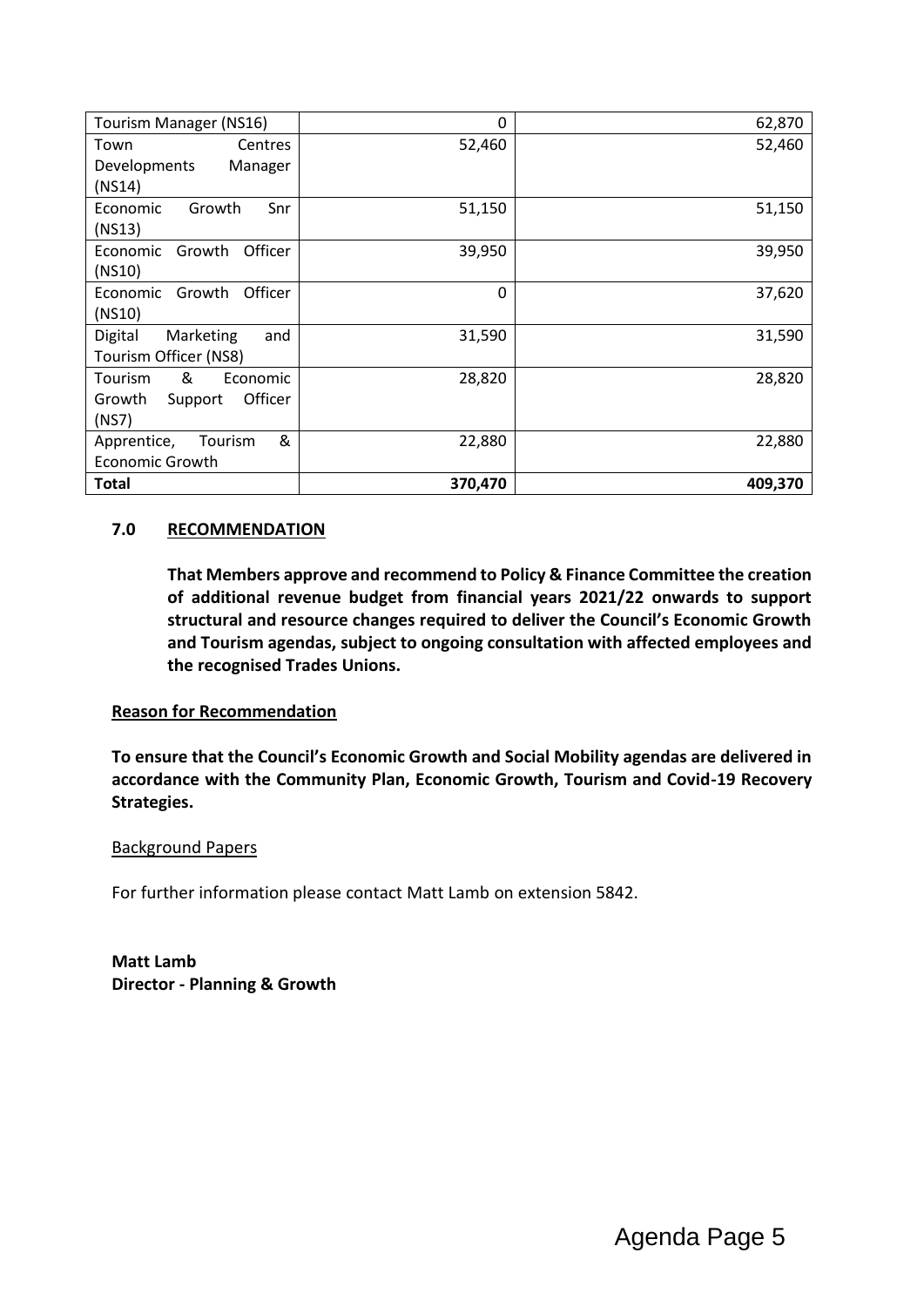| | | |
|---|---|---|
| Tourism Manager (NS16) | 0 | 62,870 |
| Town Centres Developments Manager (NS14) | 52,460 | 52,460 |
| Economic Growth Snr (NS13) | 51,150 | 51,150 |
| Economic Growth Officer (NS10) | 39,950 | 39,950 |
| Economic Growth Officer (NS10) | 0 | 37,620 |
| Digital Marketing and Tourism Officer (NS8) | 31,590 | 31,590 |
| Tourism & Economic Growth Support Officer (NS7) | 28,820 | 28,820 |
| Apprentice, Tourism & Economic Growth | 22,880 | 22,880 |
| **Total** | **370,470** | **409,370** |

## 7.0 RECOMMENDATION

**That Members approve and recommend to Policy & Finance Committee the creation of additional revenue budget from financial years 2021/22 onwards to support structural and resource changes required to deliver the Council's Economic Growth and Tourism agendas, subject to ongoing consultation with affected employees and the recognised Trades Unions.**

**Reason for Recommendation**

**To ensure that the Council's Economic Growth and Social Mobility agendas are delivered in accordance with the Community Plan, Economic Growth, Tourism and Covid-19 Recovery Strategies.**

Background Papers

For further information please contact Matt Lamb on extension 5842.

**Matt Lamb**
**Director - Planning & Growth**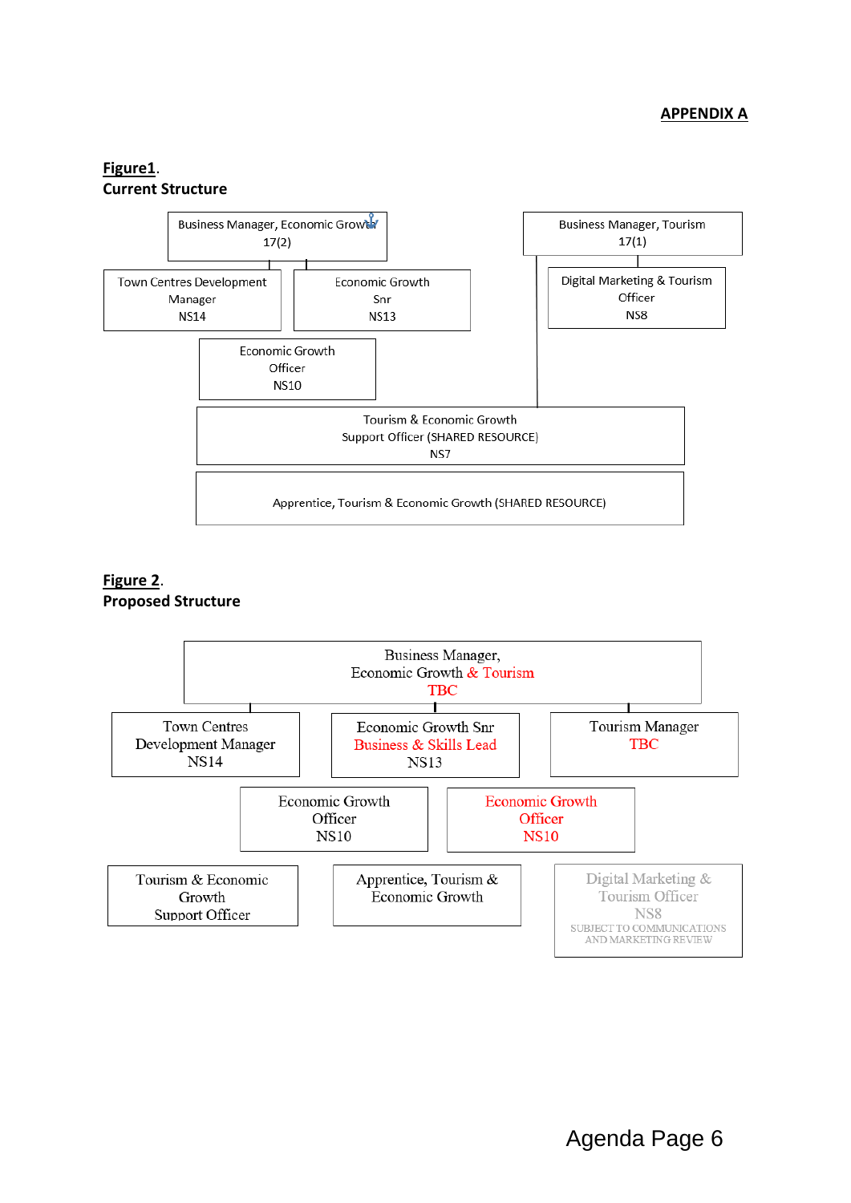**APPENDIX A**

**Figure1**.
**Current Structure**

Business Manager, Economic Growth
17(2)

Town Centres Development Manager
NS14

Economic Growth Snr
NS13

Economic Growth Officer
NS10

Business Manager, Tourism
17(1)

Digital Marketing & Tourism Officer
NS8

Tourism & Economic Growth Support Officer (SHARED RESOURCE)
NS7

Apprentice, Tourism & Economic Growth (SHARED RESOURCE)

**Figure 2**.
**Proposed Structure**

Business Manager, Economic Growth & Tourism
TBC

Town Centres Development Manager
NS14

Economic Growth Snr Business & Skills Lead
NS13

Tourism Manager
TBC

Economic Growth Officer
NS10

Economic Growth Officer
NS10

Tourism & Economic Growth Support Officer

Apprentice, Tourism & Economic Growth

Digital Marketing & Tourism Officer
NS8
SUBJECT TO COMMUNICATIONS AND MARKETING REVIEW